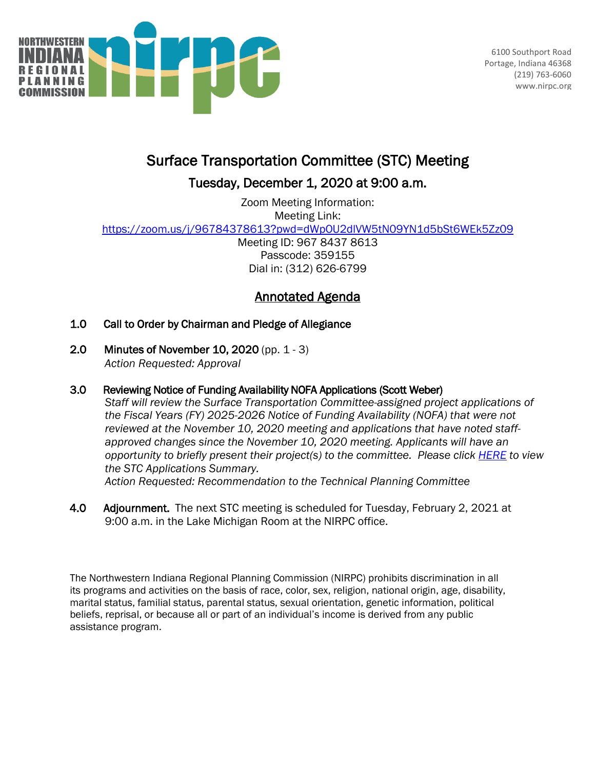NORTHWESTERN INDIANA REGIONAL PLANNING COMMISSION

6100 Southport Road
Portage, Indiana 46368
(219) 763-6060
www.nirpc.org

# Surface Transportation Committee (STC) Meeting

## Tuesday, December 1, 2020 at 9:00 a.m.

Zoom Meeting Information:
Meeting Link:
https://zoom.us/j/96784378613?pwd=dWpOU2dlVW5tN09YN1d5bSt6WEk5Zz09
Meeting ID: 967 8437 8613
Passcode: 359155
Dial in: (312) 626-6799

## Annotated Agenda

**1.0 Call to Order by Chairman and Pledge of Allegiance**

**2.0 Minutes of November 10, 2020** (pp. 1 - 3)
*Action Requested: Approval*

**3.0 Reviewing Notice of Funding Availability NOFA Applications (Scott Weber)**
*Staff will review the Surface Transportation Committee-assigned project applications of the Fiscal Years (FY) 2025-2026 Notice of Funding Availability (NOFA) that were not reviewed at the November 10, 2020 meeting and applications that have noted staff-approved changes since the November 10, 2020 meeting. Applicants will have an opportunity to briefly present their project(s) to the committee. Please click HERE to view the STC Applications Summary.*
*Action Requested: Recommendation to the Technical Planning Committee*

**4.0 Adjournment.** The next STC meeting is scheduled for Tuesday, February 2, 2021 at 9:00 a.m. in the Lake Michigan Room at the NIRPC office.

The Northwestern Indiana Regional Planning Commission (NIRPC) prohibits discrimination in all its programs and activities on the basis of race, color, sex, religion, national origin, age, disability, marital status, familial status, parental status, sexual orientation, genetic information, political beliefs, reprisal, or because all or part of an individual's income is derived from any public assistance program.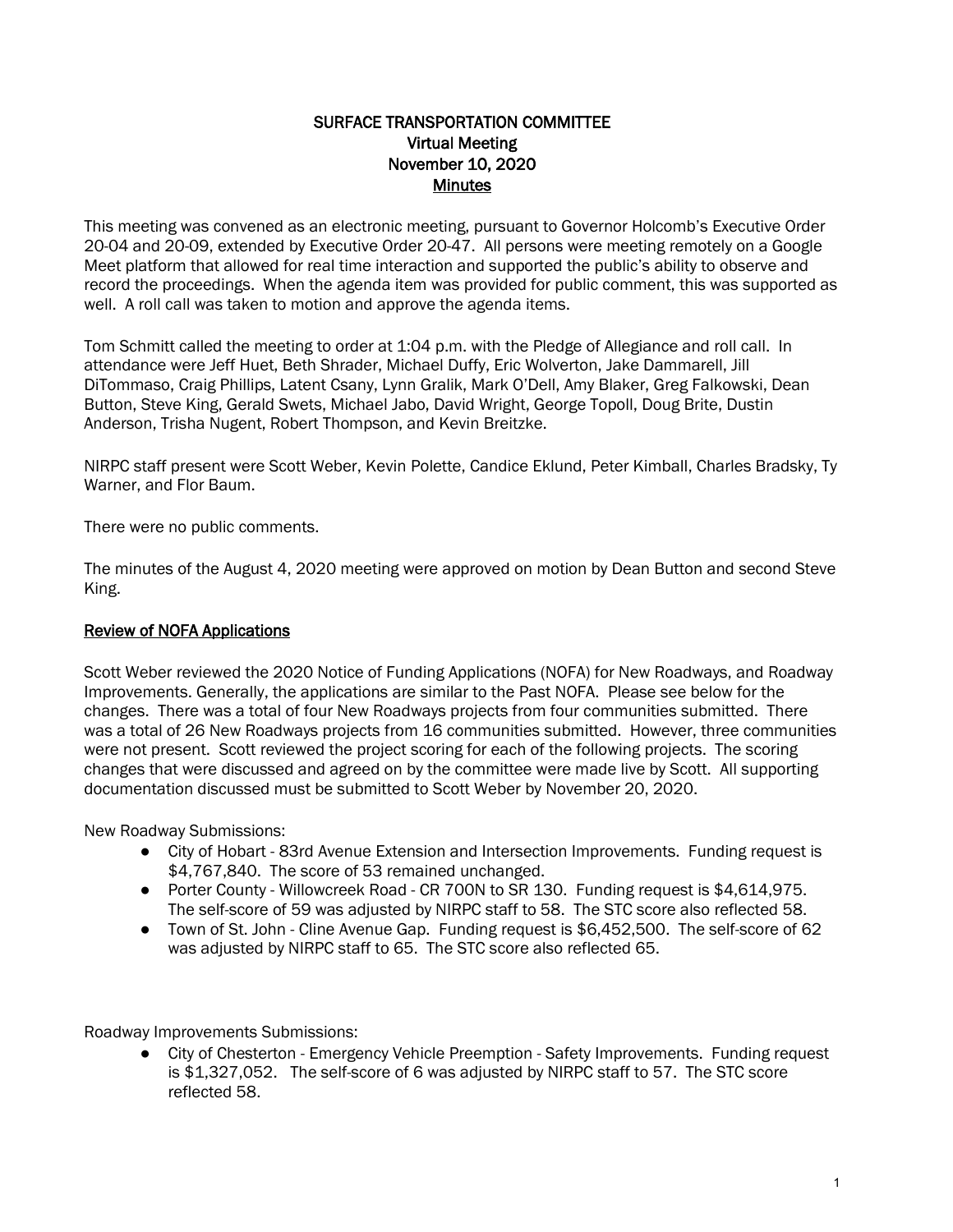# SURFACE TRANSPORTATION COMMITTEE
## Virtual Meeting
## November 10, 2020
## Minutes

This meeting was convened as an electronic meeting, pursuant to Governor Holcomb's Executive Order 20-04 and 20-09, extended by Executive Order 20-47. All persons were meeting remotely on a Google Meet platform that allowed for real time interaction and supported the public's ability to observe and record the proceedings. When the agenda item was provided for public comment, this was supported as well. A roll call was taken to motion and approve the agenda items.

Tom Schmitt called the meeting to order at 1:04 p.m. with the Pledge of Allegiance and roll call. In attendance were Jeff Huet, Beth Shrader, Michael Duffy, Eric Wolverton, Jake Dammarell, Jill DiTommaso, Craig Phillips, Latent Csany, Lynn Gralik, Mark O'Dell, Amy Blaker, Greg Falkowski, Dean Button, Steve King, Gerald Swets, Michael Jabo, David Wright, George Topoll, Doug Brite, Dustin Anderson, Trisha Nugent, Robert Thompson, and Kevin Breitzke.

NIRPC staff present were Scott Weber, Kevin Polette, Candice Eklund, Peter Kimball, Charles Bradsky, Ty Warner, and Flor Baum.

There were no public comments.

The minutes of the August 4, 2020 meeting were approved on motion by Dean Button and second Steve King.

### Review of NOFA Applications

Scott Weber reviewed the 2020 Notice of Funding Applications (NOFA) for New Roadways, and Roadway Improvements. Generally, the applications are similar to the Past NOFA. Please see below for the changes. There was a total of four New Roadways projects from four communities submitted. There was a total of 26 New Roadways projects from 16 communities submitted. However, three communities were not present. Scott reviewed the project scoring for each of the following projects. The scoring changes that were discussed and agreed on by the committee were made live by Scott. All supporting documentation discussed must be submitted to Scott Weber by November 20, 2020.

New Roadway Submissions:

- City of Hobart - 83rd Avenue Extension and Intersection Improvements. Funding request is $4,767,840. The score of 53 remained unchanged.
- Porter County - Willowcreek Road - CR 700N to SR 130. Funding request is $4,614,975. The self-score of 59 was adjusted by NIRPC staff to 58. The STC score also reflected 58.
- Town of St. John - Cline Avenue Gap. Funding request is $6,452,500. The self-score of 62 was adjusted by NIRPC staff to 65. The STC score also reflected 65.

Roadway Improvements Submissions:

- City of Chesterton - Emergency Vehicle Preemption - Safety Improvements. Funding request is $1,327,052. The self-score of 6 was adjusted by NIRPC staff to 57. The STC score reflected 58.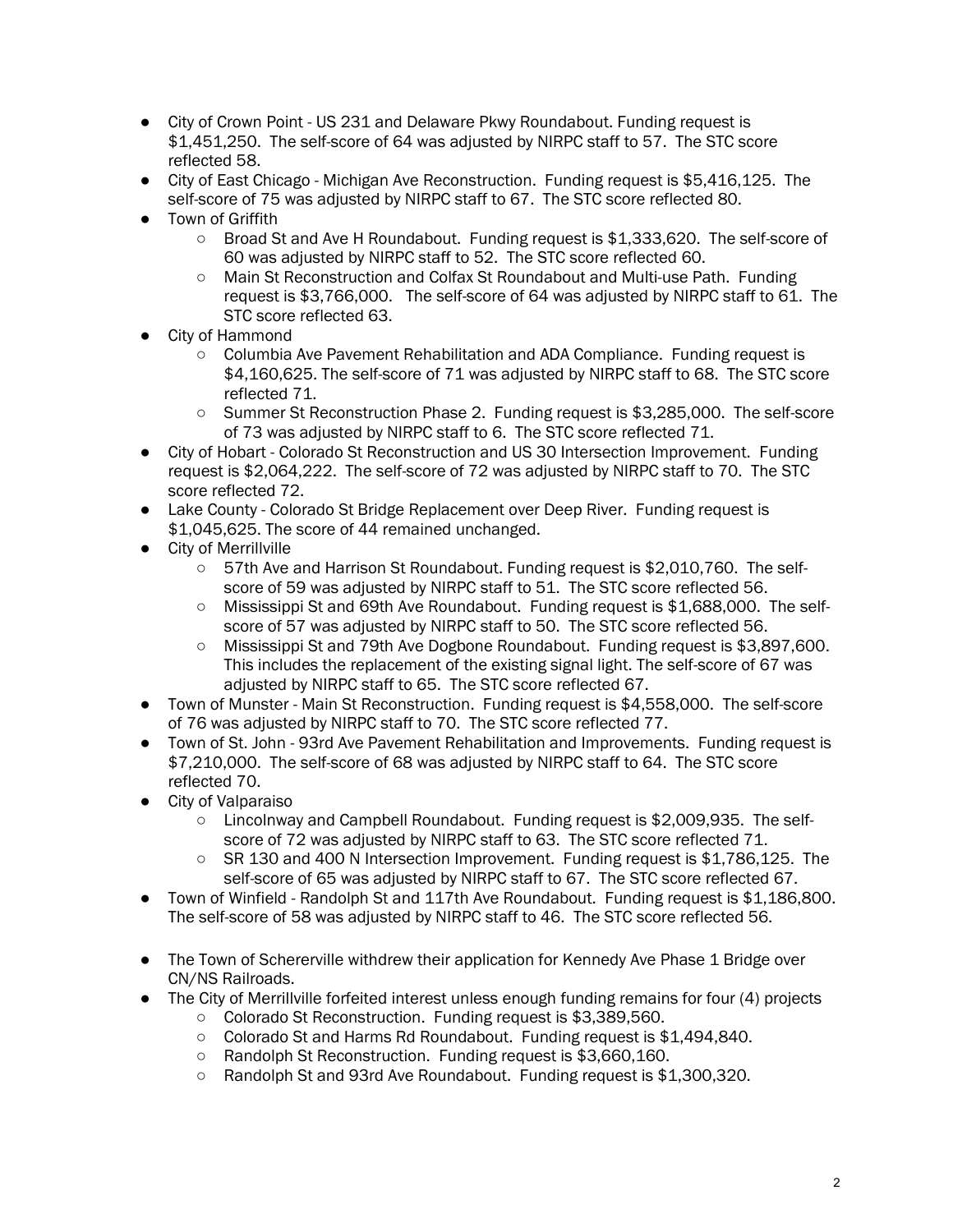- City of Crown Point - US 231 and Delaware Pkwy Roundabout. Funding request is $1,451,250. The self-score of 64 was adjusted by NIRPC staff to 57. The STC score reflected 58.
- City of East Chicago - Michigan Ave Reconstruction. Funding request is $5,416,125. The self-score of 75 was adjusted by NIRPC staff to 67. The STC score reflected 80.
- Town of Griffith
  - Broad St and Ave H Roundabout. Funding request is $1,333,620. The self-score of 60 was adjusted by NIRPC staff to 52. The STC score reflected 60.
  - Main St Reconstruction and Colfax St Roundabout and Multi-use Path. Funding request is $3,766,000. The self-score of 64 was adjusted by NIRPC staff to 61. The STC score reflected 63.
- City of Hammond
  - Columbia Ave Pavement Rehabilitation and ADA Compliance. Funding request is $4,160,625. The self-score of 71 was adjusted by NIRPC staff to 68. The STC score reflected 71.
  - Summer St Reconstruction Phase 2. Funding request is $3,285,000. The self-score of 73 was adjusted by NIRPC staff to 6. The STC score reflected 71.
- City of Hobart - Colorado St Reconstruction and US 30 Intersection Improvement. Funding request is $2,064,222. The self-score of 72 was adjusted by NIRPC staff to 70. The STC score reflected 72.
- Lake County - Colorado St Bridge Replacement over Deep River. Funding request is $1,045,625. The score of 44 remained unchanged.
- City of Merrillville
  - 57th Ave and Harrison St Roundabout. Funding request is $2,010,760. The self-score of 59 was adjusted by NIRPC staff to 51. The STC score reflected 56.
  - Mississippi St and 69th Ave Roundabout. Funding request is $1,688,000. The self-score of 57 was adjusted by NIRPC staff to 50. The STC score reflected 56.
  - Mississippi St and 79th Ave Dogbone Roundabout. Funding request is $3,897,600. This includes the replacement of the existing signal light. The self-score of 67 was adjusted by NIRPC staff to 65. The STC score reflected 67.
- Town of Munster - Main St Reconstruction. Funding request is $4,558,000. The self-score of 76 was adjusted by NIRPC staff to 70. The STC score reflected 77.
- Town of St. John - 93rd Ave Pavement Rehabilitation and Improvements. Funding request is $7,210,000. The self-score of 68 was adjusted by NIRPC staff to 64. The STC score reflected 70.
- City of Valparaiso
  - Lincolnway and Campbell Roundabout. Funding request is $2,009,935. The self-score of 72 was adjusted by NIRPC staff to 63. The STC score reflected 71.
  - SR 130 and 400 N Intersection Improvement. Funding request is $1,786,125. The self-score of 65 was adjusted by NIRPC staff to 67. The STC score reflected 67.
- Town of Winfield - Randolph St and 117th Ave Roundabout. Funding request is $1,186,800. The self-score of 58 was adjusted by NIRPC staff to 46. The STC score reflected 56.

- The Town of Schererville withdrew their application for Kennedy Ave Phase 1 Bridge over CN/NS Railroads.
- The City of Merrillville forfeited interest unless enough funding remains for four (4) projects
  - Colorado St Reconstruction. Funding request is $3,389,560.
  - Colorado St and Harms Rd Roundabout. Funding request is $1,494,840.
  - Randolph St Reconstruction. Funding request is $3,660,160.
  - Randolph St and 93rd Ave Roundabout. Funding request is $1,300,320.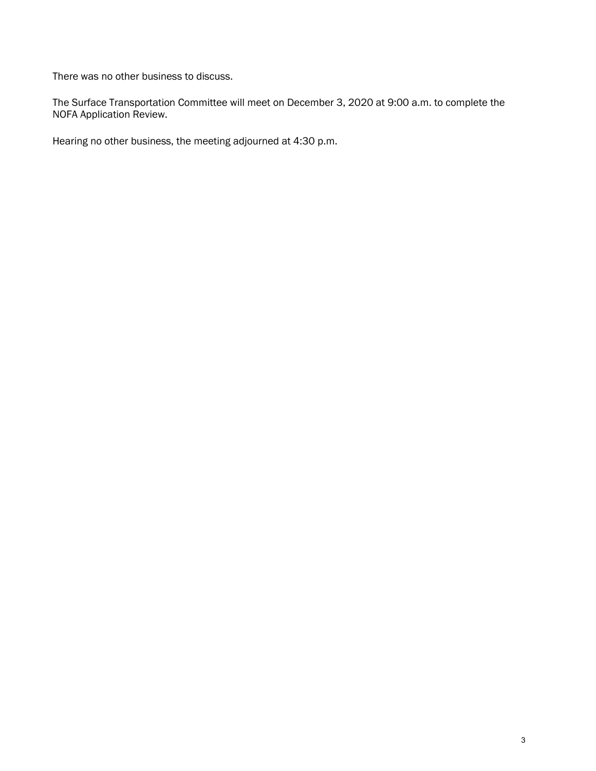There was no other business to discuss.

The Surface Transportation Committee will meet on December 3, 2020 at 9:00 a.m. to complete the NOFA Application Review.

Hearing no other business, the meeting adjourned at 4:30 p.m.